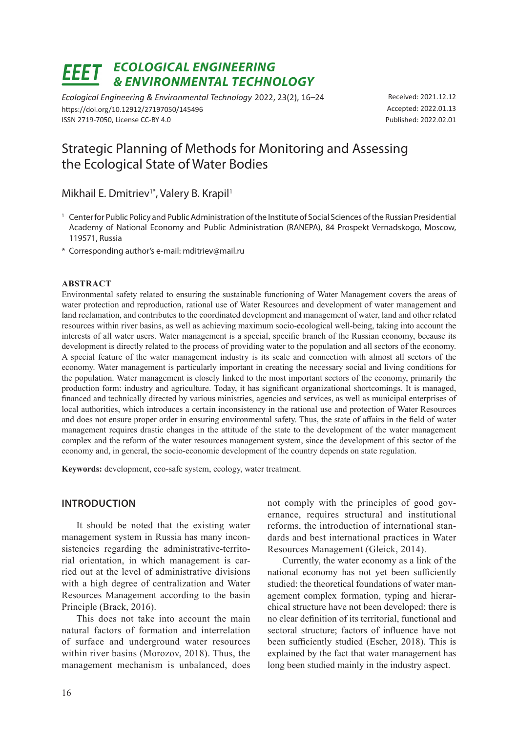# Strategic Planning of Methods for Monitoring and Assessing the Ecological State of Water Bodies

Mikhail E. Dmitriev[1*], Valery B. Krapil[1]

[1] Center for Public Policy and Public Administration of the Institute of Social Sciences of the Russian Presidential Academy of National Economy and Public Administration (RANEPA), 84 Prospekt Vernadskogo, Moscow, 119571, Russia

\* Corresponding author's e-mail: mditriev@mail.ru

*Ecological Engineering & Environmental Technology* 2022, 23(2), 16–24
https://doi.org/10.12912/27197050/145496
ISSN 2719-7050, License CC-BY 4.0

Received: 2021.12.12
Accepted: 2022.01.13
Published: 2022.02.01

## ABSTRACT

Environmental safety related to ensuring the sustainable functioning of Water Management covers the areas of water protection and reproduction, rational use of Water Resources and development of water management and land reclamation, and contributes to the coordinated development and management of water, land and other related resources within river basins, as well as achieving maximum socio-ecological well-being, taking into account the interests of all water users. Water management is a special, specific branch of the Russian economy, because its development is directly related to the process of providing water to the population and all sectors of the economy. A special feature of the water management industry is its scale and connection with almost all sectors of the economy. Water management is particularly important in creating the necessary social and living conditions for the population. Water management is closely linked to the most important sectors of the economy, primarily the production form: industry and agriculture. Today, it has significant organizational shortcomings. It is managed, financed and technically directed by various ministries, agencies and services, as well as municipal enterprises of local authorities, which introduces a certain inconsistency in the rational use and protection of Water Resources and does not ensure proper order in ensuring environmental safety. Thus, the state of affairs in the field of water management requires drastic changes in the attitude of the state to the development of the water management complex and the reform of the water resources management system, since the development of this sector of the economy and, in general, the socio-economic development of the country depends on state regulation.

**Keywords:** development, eco-safe system, ecology, water treatment.

## INTRODUCTION

It should be noted that the existing water management system in Russia has many inconsistencies regarding the administrative-territorial orientation, in which management is carried out at the level of administrative divisions with a high degree of centralization and Water Resources Management according to the basin Principle (Brack, 2016).

This does not take into account the main natural factors of formation and interrelation of surface and underground water resources within river basins (Morozov, 2018). Thus, the management mechanism is unbalanced, does not comply with the principles of good governance, requires structural and institutional reforms, the introduction of international standards and best international practices in Water Resources Management (Gleick, 2014).

Currently, the water economy as a link of the national economy has not yet been sufficiently studied: the theoretical foundations of water management complex formation, typing and hierarchical structure have not been developed; there is no clear definition of its territorial, functional and sectoral structure; factors of influence have not been sufficiently studied (Escher, 2018). This is explained by the fact that water management has long been studied mainly in the industry aspect.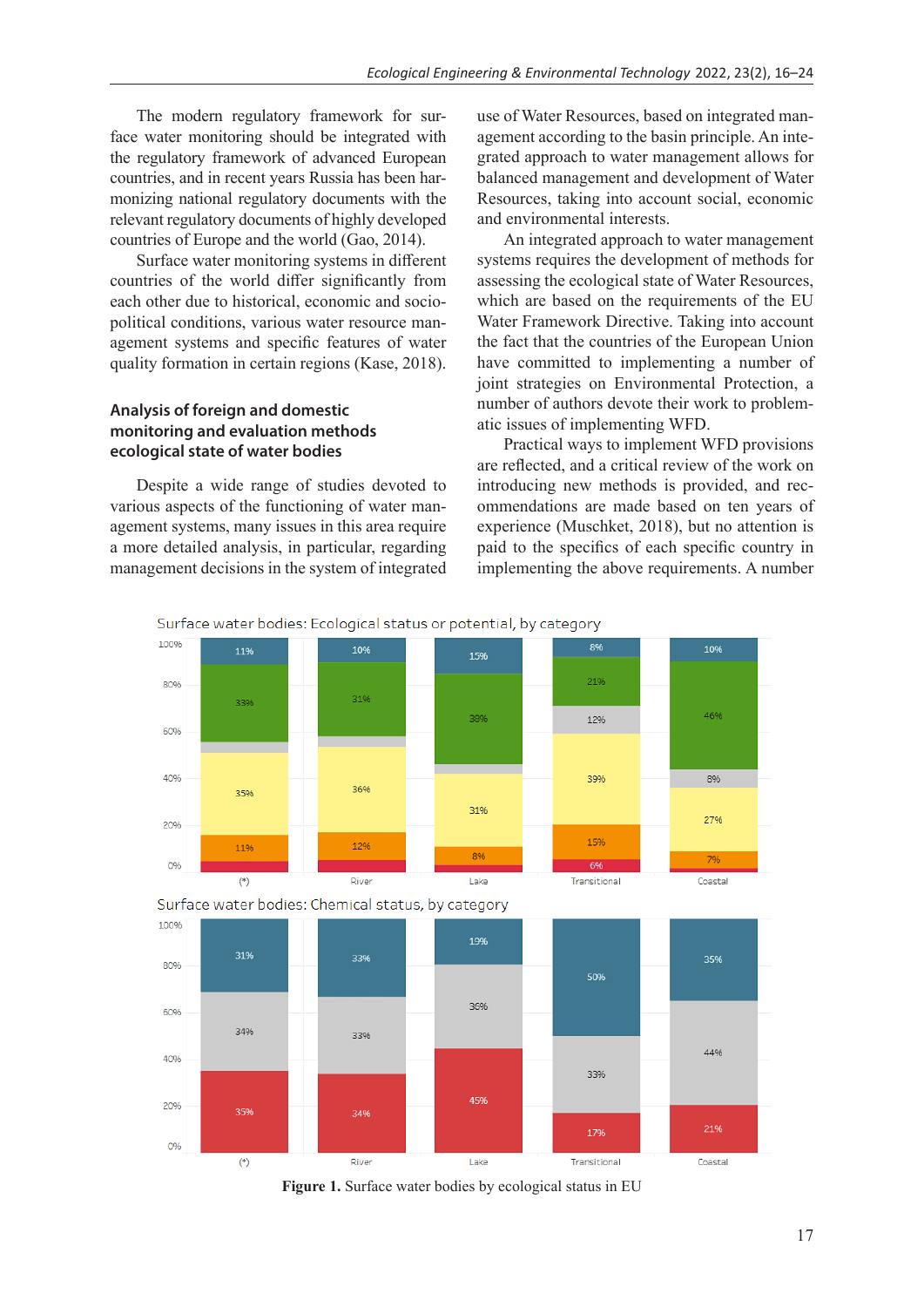The modern regulatory framework for surface water monitoring should be integrated with the regulatory framework of advanced European countries, and in recent years Russia has been harmonizing national regulatory documents with the relevant regulatory documents of highly developed countries of Europe and the world (Gao, 2014).

Surface water monitoring systems in different countries of the world differ significantly from each other due to historical, economic and socio-political conditions, various water resource management systems and specific features of water quality formation in certain regions (Kase, 2018).

## Analysis of foreign and domestic monitoring and evaluation methods ecological state of water bodies

Despite a wide range of studies devoted to various aspects of the functioning of water management systems, many issues in this area require a more detailed analysis, in particular, regarding management decisions in the system of integrated use of Water Resources, based on integrated management according to the basin principle. An integrated approach to water management allows for balanced management and development of Water Resources, taking into account social, economic and environmental interests.

An integrated approach to water management systems requires the development of methods for assessing the ecological state of Water Resources, which are based on the requirements of the EU Water Framework Directive. Taking into account the fact that the countries of the European Union have committed to implementing a number of joint strategies on Environmental Protection, a number of authors devote their work to problematic issues of implementing WFD.

Practical ways to implement WFD provisions are reflected, and a critical review of the work on introducing new methods is provided, and recommendations are made based on ten years of experience (Muschket, 2018), but no attention is paid to the specifics of each specific country in implementing the above requirements. A number

**Figure 1.** Surface water bodies by ecological status in EU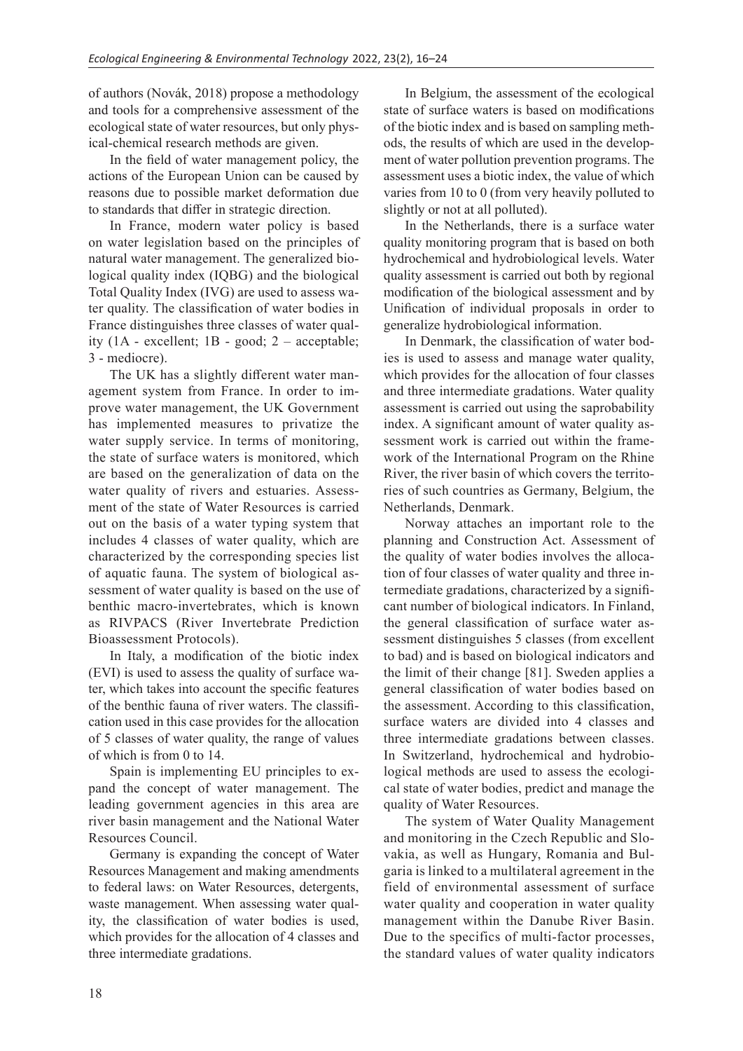of authors (Novák, 2018) propose a methodology and tools for a comprehensive assessment of the ecological state of water resources, but only physical-chemical research methods are given.

In the field of water management policy, the actions of the European Union can be caused by reasons due to possible market deformation due to standards that differ in strategic direction.

In France, modern water policy is based on water legislation based on the principles of natural water management. The generalized biological quality index (IQBG) and the biological Total Quality Index (IVG) are used to assess water quality. The classification of water bodies in France distinguishes three classes of water quality (1A - excellent; 1B - good; 2 – acceptable; 3 - mediocre).

The UK has a slightly different water management system from France. In order to improve water management, the UK Government has implemented measures to privatize the water supply service. In terms of monitoring, the state of surface waters is monitored, which are based on the generalization of data on the water quality of rivers and estuaries. Assessment of the state of Water Resources is carried out on the basis of a water typing system that includes 4 classes of water quality, which are characterized by the corresponding species list of aquatic fauna. The system of biological assessment of water quality is based on the use of benthic macro-invertebrates, which is known as RIVPACS (River Invertebrate Prediction Bioassessment Protocols).

In Italy, a modification of the biotic index (EVI) is used to assess the quality of surface water, which takes into account the specific features of the benthic fauna of river waters. The classification used in this case provides for the allocation of 5 classes of water quality, the range of values of which is from 0 to 14.

Spain is implementing EU principles to expand the concept of water management. The leading government agencies in this area are river basin management and the National Water Resources Council.

Germany is expanding the concept of Water Resources Management and making amendments to federal laws: on Water Resources, detergents, waste management. When assessing water quality, the classification of water bodies is used, which provides for the allocation of 4 classes and three intermediate gradations.

In Belgium, the assessment of the ecological state of surface waters is based on modifications of the biotic index and is based on sampling methods, the results of which are used in the development of water pollution prevention programs. The assessment uses a biotic index, the value of which varies from 10 to 0 (from very heavily polluted to slightly or not at all polluted).

In the Netherlands, there is a surface water quality monitoring program that is based on both hydrochemical and hydrobiological levels. Water quality assessment is carried out both by regional modification of the biological assessment and by Unification of individual proposals in order to generalize hydrobiological information.

In Denmark, the classification of water bodies is used to assess and manage water quality, which provides for the allocation of four classes and three intermediate gradations. Water quality assessment is carried out using the saprobability index. A significant amount of water quality assessment work is carried out within the framework of the International Program on the Rhine River, the river basin of which covers the territories of such countries as Germany, Belgium, the Netherlands, Denmark.

Norway attaches an important role to the planning and Construction Act. Assessment of the quality of water bodies involves the allocation of four classes of water quality and three intermediate gradations, characterized by a significant number of biological indicators. In Finland, the general classification of surface water assessment distinguishes 5 classes (from excellent to bad) and is based on biological indicators and the limit of their change [81]. Sweden applies a general classification of water bodies based on the assessment. According to this classification, surface waters are divided into 4 classes and three intermediate gradations between classes. In Switzerland, hydrochemical and hydrobiological methods are used to assess the ecological state of water bodies, predict and manage the quality of Water Resources.

The system of Water Quality Management and monitoring in the Czech Republic and Slovakia, as well as Hungary, Romania and Bulgaria is linked to a multilateral agreement in the field of environmental assessment of surface water quality and cooperation in water quality management within the Danube River Basin. Due to the specifics of multi-factor processes, the standard values of water quality indicators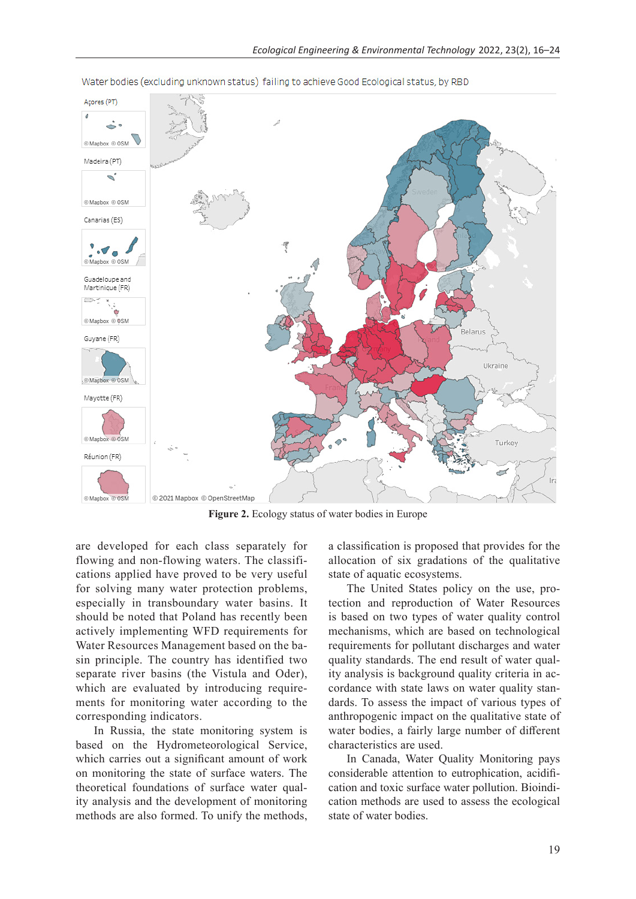Figure 2. Ecology status of water bodies in Europe

are developed for each class separately for flowing and non-flowing waters. The classifications applied have proved to be very useful for solving many water protection problems, especially in transboundary water basins. It should be noted that Poland has recently been actively implementing WFD requirements for Water Resources Management based on the basin principle. The country has identified two separate river basins (the Vistula and Oder), which are evaluated by introducing requirements for monitoring water according to the corresponding indicators.

In Russia, the state monitoring system is based on the Hydrometeorological Service, which carries out a significant amount of work on monitoring the state of surface waters. The theoretical foundations of surface water quality analysis and the development of monitoring methods are also formed. To unify the methods, a classification is proposed that provides for the allocation of six gradations of the qualitative state of aquatic ecosystems.

The United States policy on the use, protection and reproduction of Water Resources is based on two types of water quality control mechanisms, which are based on technological requirements for pollutant discharges and water quality standards. The end result of water quality analysis is background quality criteria in accordance with state laws on water quality standards. To assess the impact of various types of anthropogenic impact on the qualitative state of water bodies, a fairly large number of different characteristics are used.

In Canada, Water Quality Monitoring pays considerable attention to eutrophication, acidification and toxic surface water pollution. Bioindication methods are used to assess the ecological state of water bodies.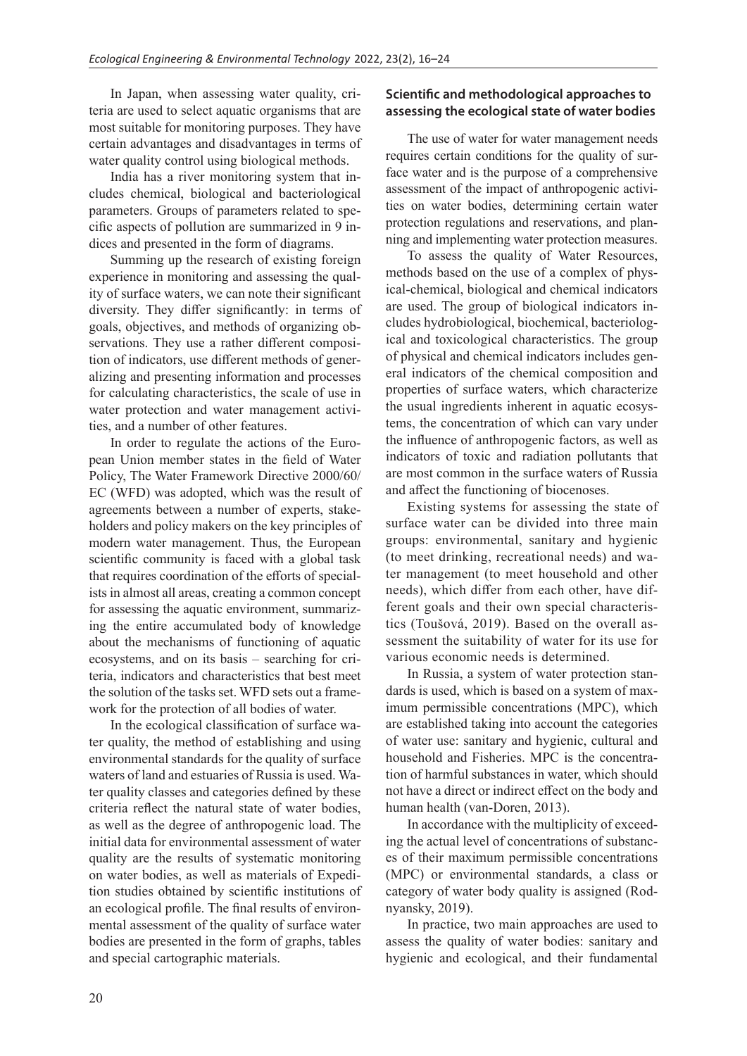In Japan, when assessing water quality, criteria are used to select aquatic organisms that are most suitable for monitoring purposes. They have certain advantages and disadvantages in terms of water quality control using biological methods.

India has a river monitoring system that includes chemical, biological and bacteriological parameters. Groups of parameters related to specific aspects of pollution are summarized in 9 indices and presented in the form of diagrams.

Summing up the research of existing foreign experience in monitoring and assessing the quality of surface waters, we can note their significant diversity. They differ significantly: in terms of goals, objectives, and methods of organizing observations. They use a rather different composition of indicators, use different methods of generalizing and presenting information and processes for calculating characteristics, the scale of use in water protection and water management activities, and a number of other features.

In order to regulate the actions of the European Union member states in the field of Water Policy, The Water Framework Directive 2000/60/EC (WFD) was adopted, which was the result of agreements between a number of experts, stakeholders and policy makers on the key principles of modern water management. Thus, the European scientific community is faced with a global task that requires coordination of the efforts of specialists in almost all areas, creating a common concept for assessing the aquatic environment, summarizing the entire accumulated body of knowledge about the mechanisms of functioning of aquatic ecosystems, and on its basis – searching for criteria, indicators and characteristics that best meet the solution of the tasks set. WFD sets out a framework for the protection of all bodies of water.

In the ecological classification of surface water quality, the method of establishing and using environmental standards for the quality of surface waters of land and estuaries of Russia is used. Water quality classes and categories defined by these criteria reflect the natural state of water bodies, as well as the degree of anthropogenic load. The initial data for environmental assessment of water quality are the results of systematic monitoring on water bodies, as well as materials of Expedition studies obtained by scientific institutions of an ecological profile. The final results of environmental assessment of the quality of surface water bodies are presented in the form of graphs, tables and special cartographic materials.

## Scientific and methodological approaches to assessing the ecological state of water bodies

The use of water for water management needs requires certain conditions for the quality of surface water and is the purpose of a comprehensive assessment of the impact of anthropogenic activities on water bodies, determining certain water protection regulations and reservations, and planning and implementing water protection measures.

To assess the quality of Water Resources, methods based on the use of a complex of physical-chemical, biological and chemical indicators are used. The group of biological indicators includes hydrobiological, biochemical, bacteriological and toxicological characteristics. The group of physical and chemical indicators includes general indicators of the chemical composition and properties of surface waters, which characterize the usual ingredients inherent in aquatic ecosystems, the concentration of which can vary under the influence of anthropogenic factors, as well as indicators of toxic and radiation pollutants that are most common in the surface waters of Russia and affect the functioning of biocenoses.

Existing systems for assessing the state of surface water can be divided into three main groups: environmental, sanitary and hygienic (to meet drinking, recreational needs) and water management (to meet household and other needs), which differ from each other, have different goals and their own special characteristics (Toušová, 2019). Based on the overall assessment the suitability of water for its use for various economic needs is determined.

In Russia, a system of water protection standards is used, which is based on a system of maximum permissible concentrations (MPC), which are established taking into account the categories of water use: sanitary and hygienic, cultural and household and Fisheries. MPC is the concentration of harmful substances in water, which should not have a direct or indirect effect on the body and human health (van-Doren, 2013).

In accordance with the multiplicity of exceeding the actual level of concentrations of substances of their maximum permissible concentrations (MPC) or environmental standards, a class or category of water body quality is assigned (Rodnyansky, 2019).

In practice, two main approaches are used to assess the quality of water bodies: sanitary and hygienic and ecological, and their fundamental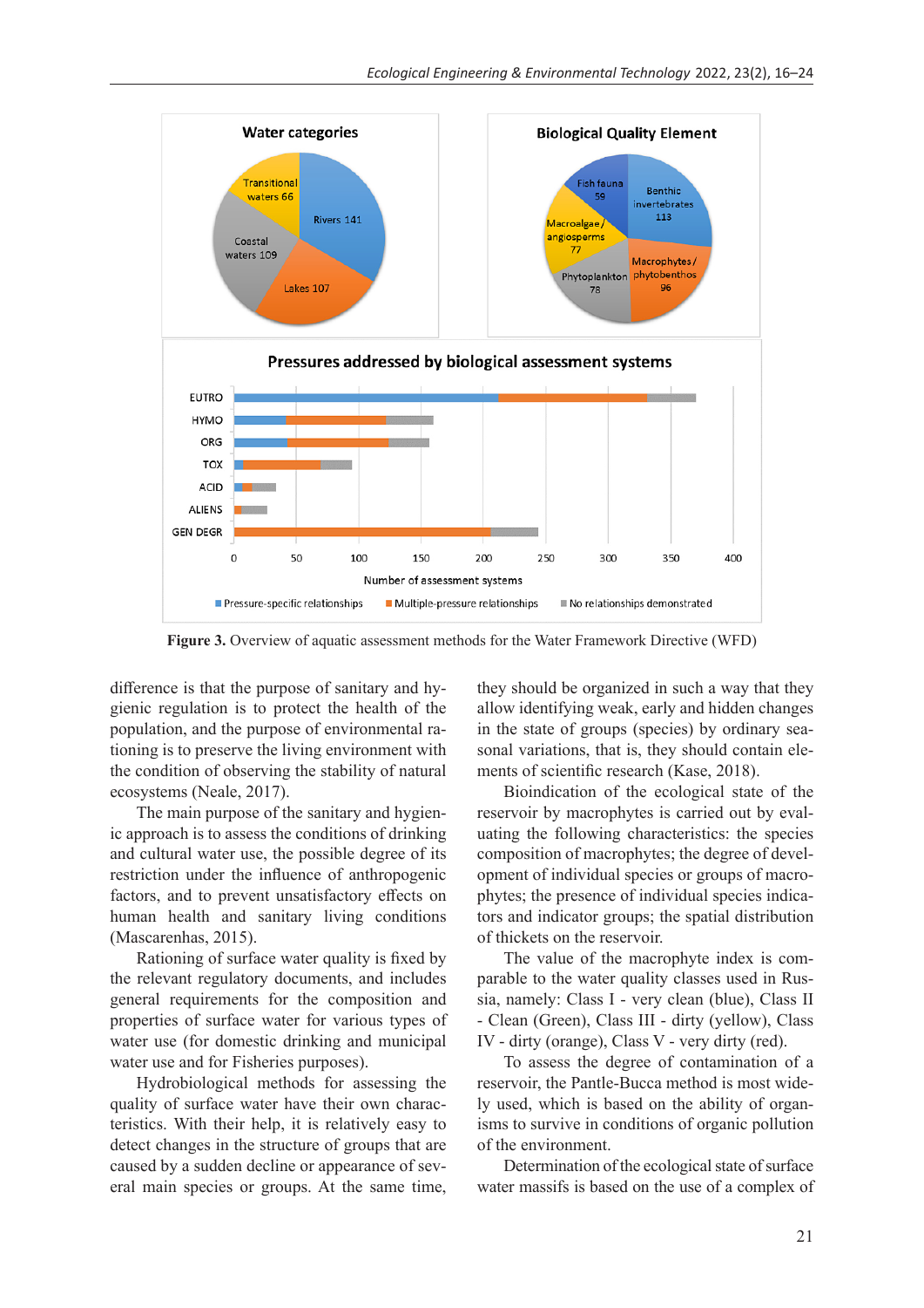**Figure 3.** Overview of aquatic assessment methods for the Water Framework Directive (WFD)

difference is that the purpose of sanitary and hygienic regulation is to protect the health of the population, and the purpose of environmental rationing is to preserve the living environment with the condition of observing the stability of natural ecosystems (Neale, 2017).

The main purpose of the sanitary and hygienic approach is to assess the conditions of drinking and cultural water use, the possible degree of its restriction under the influence of anthropogenic factors, and to prevent unsatisfactory effects on human health and sanitary living conditions (Mascarenhas, 2015).

Rationing of surface water quality is fixed by the relevant regulatory documents, and includes general requirements for the composition and properties of surface water for various types of water use (for domestic drinking and municipal water use and for Fisheries purposes).

Hydrobiological methods for assessing the quality of surface water have their own characteristics. With their help, it is relatively easy to detect changes in the structure of groups that are caused by a sudden decline or appearance of several main species or groups. At the same time, they should be organized in such a way that they allow identifying weak, early and hidden changes in the state of groups (species) by ordinary seasonal variations, that is, they should contain elements of scientific research (Kase, 2018).

Bioindication of the ecological state of the reservoir by macrophytes is carried out by evaluating the following characteristics: the species composition of macrophytes; the degree of development of individual species or groups of macrophytes; the presence of individual species indicators and indicator groups; the spatial distribution of thickets on the reservoir.

The value of the macrophyte index is comparable to the water quality classes used in Russia, namely: Class I - very clean (blue), Class II - Clean (Green), Class III - dirty (yellow), Class IV - dirty (orange), Class V - very dirty (red).

To assess the degree of contamination of a reservoir, the Pantle-Bucca method is most widely used, which is based on the ability of organisms to survive in conditions of organic pollution of the environment.

Determination of the ecological state of surface water massifs is based on the use of a complex of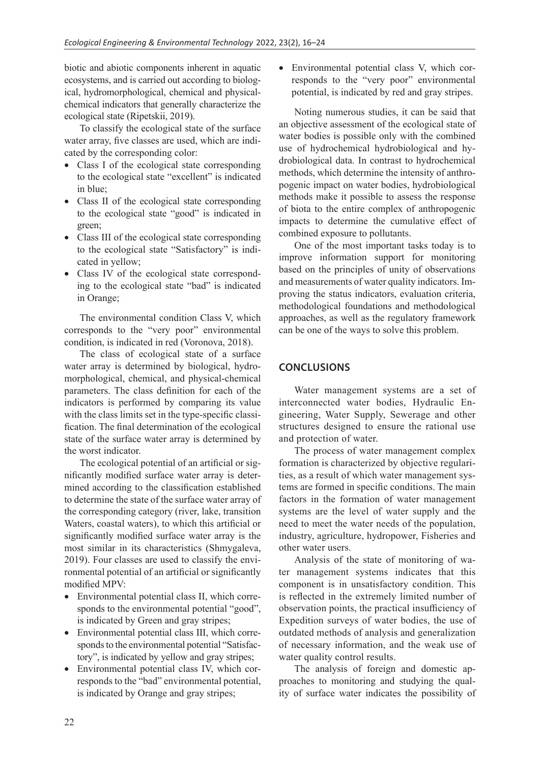biotic and abiotic components inherent in aquatic ecosystems, and is carried out according to biological, hydromorphological, chemical and physical-chemical indicators that generally characterize the ecological state (Ripetskii, 2019).

To classify the ecological state of the surface water array, five classes are used, which are indicated by the corresponding color:

- Class I of the ecological state corresponding to the ecological state "excellent" is indicated in blue;
- Class II of the ecological state corresponding to the ecological state "good" is indicated in green;
- Class III of the ecological state corresponding to the ecological state "Satisfactory" is indicated in yellow;
- Class IV of the ecological state corresponding to the ecological state "bad" is indicated in Orange;

The environmental condition Class V, which corresponds to the "very poor" environmental condition, is indicated in red (Voronova, 2018).

The class of ecological state of a surface water array is determined by biological, hydromorphological, chemical, and physical-chemical parameters. The class definition for each of the indicators is performed by comparing its value with the class limits set in the type-specific classification. The final determination of the ecological state of the surface water array is determined by the worst indicator.

The ecological potential of an artificial or significantly modified surface water array is determined according to the classification established to determine the state of the surface water array of the corresponding category (river, lake, transition Waters, coastal waters), to which this artificial or significantly modified surface water array is the most similar in its characteristics (Shmygaleva, 2019). Four classes are used to classify the environmental potential of an artificial or significantly modified MPV:

- Environmental potential class II, which corresponds to the environmental potential "good", is indicated by Green and gray stripes;
- Environmental potential class III, which corresponds to the environmental potential "Satisfactory", is indicated by yellow and gray stripes;
- Environmental potential class IV, which corresponds to the "bad" environmental potential, is indicated by Orange and gray stripes;
- Environmental potential class V, which corresponds to the "very poor" environmental potential, is indicated by red and gray stripes.

Noting numerous studies, it can be said that an objective assessment of the ecological state of water bodies is possible only with the combined use of hydrochemical hydrobiological and hydrobiological data. In contrast to hydrochemical methods, which determine the intensity of anthropogenic impact on water bodies, hydrobiological methods make it possible to assess the response of biota to the entire complex of anthropogenic impacts to determine the cumulative effect of combined exposure to pollutants.

One of the most important tasks today is to improve information support for monitoring based on the principles of unity of observations and measurements of water quality indicators. Improving the status indicators, evaluation criteria, methodological foundations and methodological approaches, as well as the regulatory framework can be one of the ways to solve this problem.

## CONCLUSIONS

Water management systems are a set of interconnected water bodies, Hydraulic Engineering, Water Supply, Sewerage and other structures designed to ensure the rational use and protection of water.

The process of water management complex formation is characterized by objective regularities, as a result of which water management systems are formed in specific conditions. The main factors in the formation of water management systems are the level of water supply and the need to meet the water needs of the population, industry, agriculture, hydropower, Fisheries and other water users.

Analysis of the state of monitoring of water management systems indicates that this component is in unsatisfactory condition. This is reflected in the extremely limited number of observation points, the practical insufficiency of Expedition surveys of water bodies, the use of outdated methods of analysis and generalization of necessary information, and the weak use of water quality control results.

The analysis of foreign and domestic approaches to monitoring and studying the quality of surface water indicates the possibility of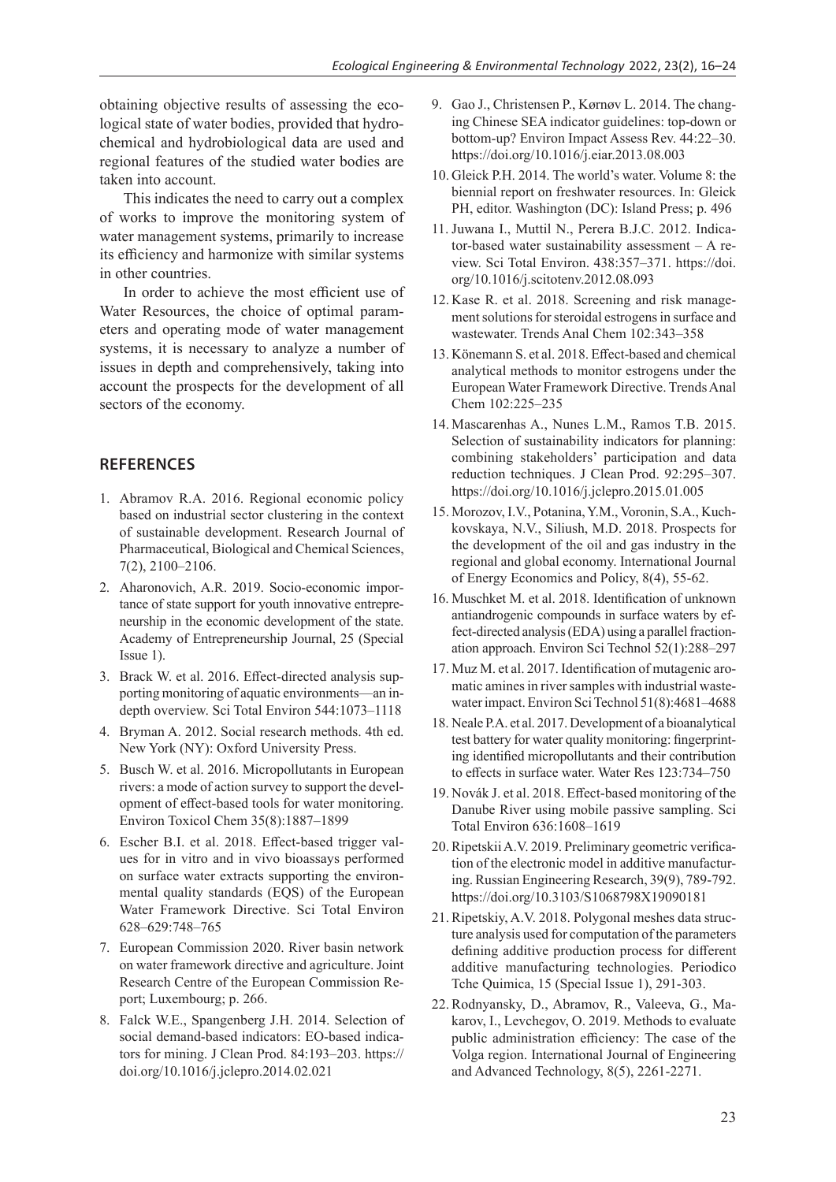obtaining objective results of assessing the ecological state of water bodies, provided that hydrochemical and hydrobiological data are used and regional features of the studied water bodies are taken into account.

This indicates the need to carry out a complex of works to improve the monitoring system of water management systems, primarily to increase its efficiency and harmonize with similar systems in other countries.

In order to achieve the most efficient use of Water Resources, the choice of optimal parameters and operating mode of water management systems, it is necessary to analyze a number of issues in depth and comprehensively, taking into account the prospects for the development of all sectors of the economy.

## REFERENCES

1. Abramov R.A. 2016. Regional economic policy based on industrial sector clustering in the context of sustainable development. Research Journal of Pharmaceutical, Biological and Chemical Sciences, 7(2), 2100–2106.
2. Aharonovich, A.R. 2019. Socio-economic importance of state support for youth innovative entrepreneurship in the economic development of the state. Academy of Entrepreneurship Journal, 25 (Special Issue 1).
3. Brack W. et al. 2016. Effect-directed analysis supporting monitoring of aquatic environments—an in-depth overview. Sci Total Environ 544:1073–1118
4. Bryman A. 2012. Social research methods. 4th ed. New York (NY): Oxford University Press.
5. Busch W. et al. 2016. Micropollutants in European rivers: a mode of action survey to support the development of effect-based tools for water monitoring. Environ Toxicol Chem 35(8):1887–1899
6. Escher B.I. et al. 2018. Effect-based trigger values for in vitro and in vivo bioassays performed on surface water extracts supporting the environmental quality standards (EQS) of the European Water Framework Directive. Sci Total Environ 628–629:748–765
7. European Commission 2020. River basin network on water framework directive and agriculture. Joint Research Centre of the European Commission Report; Luxembourg; p. 266.
8. Falck W.E., Spangenberg J.H. 2014. Selection of social demand-based indicators: EO-based indicators for mining. J Clean Prod. 84:193–203. https://doi.org/10.1016/j.jclepro.2014.02.021
9. Gao J., Christensen P., Kørnøv L. 2014. The changing Chinese SEA indicator guidelines: top-down or bottom-up? Environ Impact Assess Rev. 44:22–30. https://doi.org/10.1016/j.eiar.2013.08.003
10. Gleick P.H. 2014. The world's water. Volume 8: the biennial report on freshwater resources. In: Gleick PH, editor. Washington (DC): Island Press; p. 496
11. Juwana I., Muttil N., Perera B.J.C. 2012. Indicator-based water sustainability assessment – A review. Sci Total Environ. 438:357–371. https://doi.org/10.1016/j.scitotenv.2012.08.093
12. Kase R. et al. 2018. Screening and risk management solutions for steroidal estrogens in surface and wastewater. Trends Anal Chem 102:343–358
13. Könemann S. et al. 2018. Effect-based and chemical analytical methods to monitor estrogens under the European Water Framework Directive. Trends Anal Chem 102:225–235
14. Mascarenhas A., Nunes L.M., Ramos T.B. 2015. Selection of sustainability indicators for planning: combining stakeholders' participation and data reduction techniques. J Clean Prod. 92:295–307. https://doi.org/10.1016/j.jclepro.2015.01.005
15. Morozov, I.V., Potanina, Y.M., Voronin, S.A., Kuchkovskaya, N.V., Siliush, M.D. 2018. Prospects for the development of the oil and gas industry in the regional and global economy. International Journal of Energy Economics and Policy, 8(4), 55-62.
16. Muschket M. et al. 2018. Identification of unknown antiandrogenic compounds in surface waters by effect-directed analysis (EDA) using a parallel fractionation approach. Environ Sci Technol 52(1):288–297
17. Muz M. et al. 2017. Identification of mutagenic aromatic amines in river samples with industrial wastewater impact. Environ Sci Technol 51(8):4681–4688
18. Neale P.A. et al. 2017. Development of a bioanalytical test battery for water quality monitoring: fingerprinting identified micropollutants and their contribution to effects in surface water. Water Res 123:734–750
19. Novák J. et al. 2018. Effect-based monitoring of the Danube River using mobile passive sampling. Sci Total Environ 636:1608–1619
20. Ripetskii A.V. 2019. Preliminary geometric verification of the electronic model in additive manufacturing. Russian Engineering Research, 39(9), 789-792. https://doi.org/10.3103/S1068798X19090181
21. Ripetskiy, A.V. 2018. Polygonal meshes data structure analysis used for computation of the parameters defining additive production process for different additive manufacturing technologies. Periodico Tche Quimica, 15 (Special Issue 1), 291-303.
22. Rodnyansky, D., Abramov, R., Valeeva, G., Makarov, I., Levchegov, O. 2019. Methods to evaluate public administration efficiency: The case of the Volga region. International Journal of Engineering and Advanced Technology, 8(5), 2261-2271.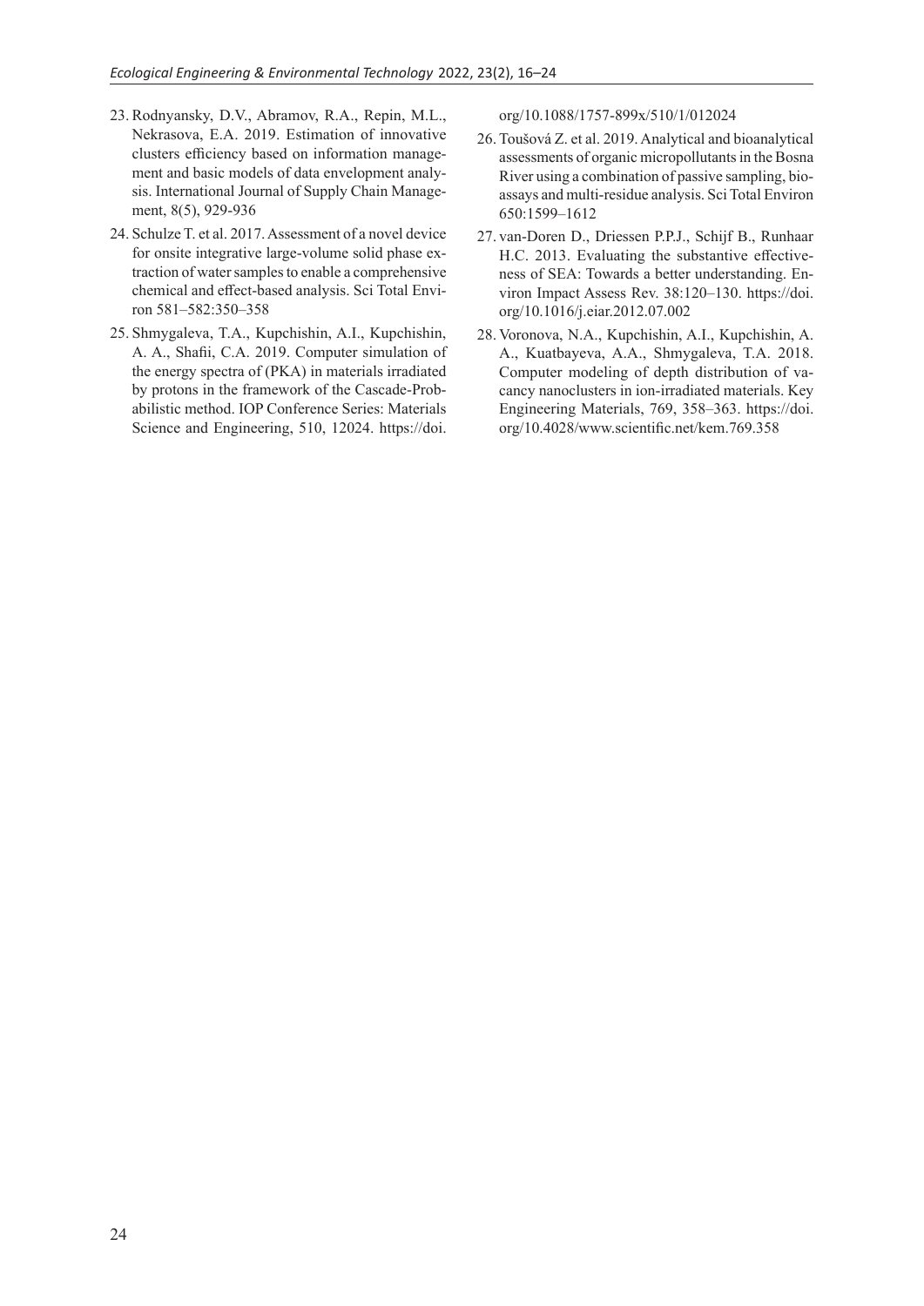23. Rodnyansky, D.V., Abramov, R.A., Repin, M.L., Nekrasova, E.A. 2019. Estimation of innovative clusters efficiency based on information management and basic models of data envelopment analysis. International Journal of Supply Chain Management, 8(5), 929-936
24. Schulze T. et al. 2017. Assessment of a novel device for onsite integrative large-volume solid phase extraction of water samples to enable a comprehensive chemical and effect-based analysis. Sci Total Environ 581–582:350–358
25. Shmygaleva, T.A., Kupchishin, A.I., Kupchishin, A. A., Shafii, C.A. 2019. Computer simulation of the energy spectra of (PKA) in materials irradiated by protons in the framework of the Cascade-Probabilistic method. IOP Conference Series: Materials Science and Engineering, 510, 12024. https://doi.org/10.1088/1757-899x/510/1/012024
26. Toušová Z. et al. 2019. Analytical and bioanalytical assessments of organic micropollutants in the Bosna River using a combination of passive sampling, bioassays and multi-residue analysis. Sci Total Environ 650:1599–1612
27. van-Doren D., Driessen P.P.J., Schijf B., Runhaar H.C. 2013. Evaluating the substantive effectiveness of SEA: Towards a better understanding. Environ Impact Assess Rev. 38:120–130. https://doi.org/10.1016/j.eiar.2012.07.002
28. Voronova, N.A., Kupchishin, A.I., Kupchishin, A. A., Kuatbayeva, A.A., Shmygaleva, T.A. 2018. Computer modeling of depth distribution of vacancy nanoclusters in ion-irradiated materials. Key Engineering Materials, 769, 358–363. https://doi.org/10.4028/www.scientific.net/kem.769.358